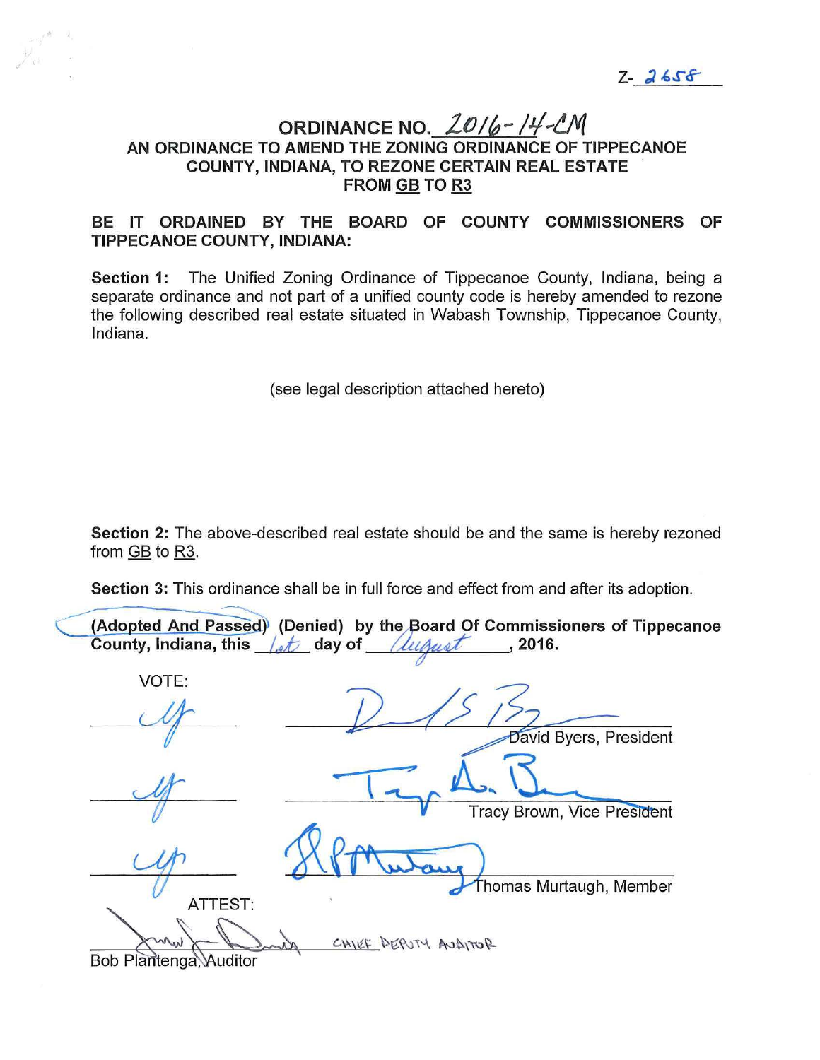Z-2658

# ORDINANCE NO. 2016-14-CM

## AN ORDINANCE TO AMEND THE ZONING ORDINANCE OF TIPPECANOE COUNTY, INDIANA, TO REZONE CERTAIN REAL ESTATE FROM GB TO R3

**BE IT ORDAINED BY THE BOARD OF COUNTY COMMISSIONERS OF TIPPECANOE COUNTY, INDIANA:**

**Section 1:** The Unified Zoning Ordinance of Tippecanoe County, Indiana, being a separate ordinance and not part of a unified county code is hereby amended to rezone the following described real estate situated in Wabash Township, Tippecanoe County, Indiana.

(see legal description attached hereto)

**Section 2:** The above-described real estate should be and the same is hereby rezoned from GB to R3.

**Section 3:** This ordinance shall be in full force and effect from and after its adoption.

**(Adopted And Passed) (Denied) by the Board Of Commissioners of Tippecanoe County, Indiana, this 1st day of August, 2016.**

VOTE:

| Vote | Signature |
|---|---|
| aye | David Byers, President |
| aye | Tracy Brown, Vice President |
| aye | Thomas Murtaugh, Member |

ATTEST:

Bob Plantenga, Auditor — Chief Deputy Auditor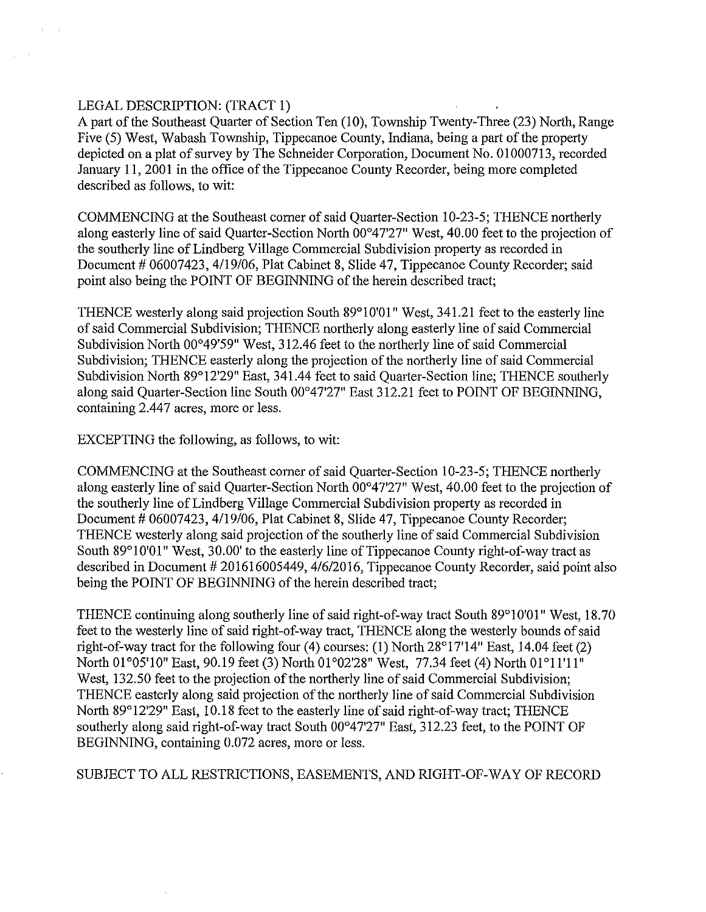LEGAL DESCRIPTION: (TRACT 1)
A part of the Southeast Quarter of Section Ten (10), Township Twenty-Three (23) North, Range Five (5) West, Wabash Township, Tippecanoe County, Indiana, being a part of the property depicted on a plat of survey by The Schneider Corporation, Document No. 01000713, recorded January 11, 2001 in the office of the Tippecanoe County Recorder, being more completed described as follows, to wit:

COMMENCING at the Southeast corner of said Quarter-Section 10-23-5; THENCE northerly along easterly line of said Quarter-Section North 00°47'27" West, 40.00 feet to the projection of the southerly line of Lindberg Village Commercial Subdivision property as recorded in Document # 06007423, 4/19/06, Plat Cabinet 8, Slide 47, Tippecanoe County Recorder; said point also being the POINT OF BEGINNING of the herein described tract;

THENCE westerly along said projection South 89°10'01" West, 341.21 feet to the easterly line of said Commercial Subdivision; THENCE northerly along easterly line of said Commercial Subdivision North 00°49'59" West, 312.46 feet to the northerly line of said Commercial Subdivision; THENCE easterly along the projection of the northerly line of said Commercial Subdivision North 89°12'29" East, 341.44 feet to said Quarter-Section line; THENCE southerly along said Quarter-Section line South 00°47'27" East 312.21 feet to POINT OF BEGINNING, containing 2.447 acres, more or less.

EXCEPTING the following, as follows, to wit:

COMMENCING at the Southeast corner of said Quarter-Section 10-23-5; THENCE northerly along easterly line of said Quarter-Section North 00°47'27" West, 40.00 feet to the projection of the southerly line of Lindberg Village Commercial Subdivision property as recorded in Document # 06007423, 4/19/06, Plat Cabinet 8, Slide 47, Tippecanoe County Recorder; THENCE westerly along said projection of the southerly line of said Commercial Subdivision South 89°10'01" West, 30.00' to the easterly line of Tippecanoe County right-of-way tract as described in Document # 201616005449, 4/6/2016, Tippecanoe County Recorder, said point also being the POINT OF BEGINNING of the herein described tract;

THENCE continuing along southerly line of said right-of-way tract South 89°10'01" West, 18.70 feet to the westerly line of said right-of-way tract, THENCE along the westerly bounds of said right-of-way tract for the following four (4) courses: (1) North 28°17'14" East, 14.04 feet (2) North 01°05'10" East, 90.19 feet (3) North 01°02'28" West, 77.34 feet (4) North 01°11'11" West, 132.50 feet to the projection of the northerly line of said Commercial Subdivision; THENCE easterly along said projection of the northerly line of said Commercial Subdivision North 89°12'29" East, 10.18 feet to the easterly line of said right-of-way tract; THENCE southerly along said right-of-way tract South 00°47'27" East, 312.23 feet, to the POINT OF BEGINNING, containing 0.072 acres, more or less.

SUBJECT TO ALL RESTRICTIONS, EASEMENTS, AND RIGHT-OF-WAY OF RECORD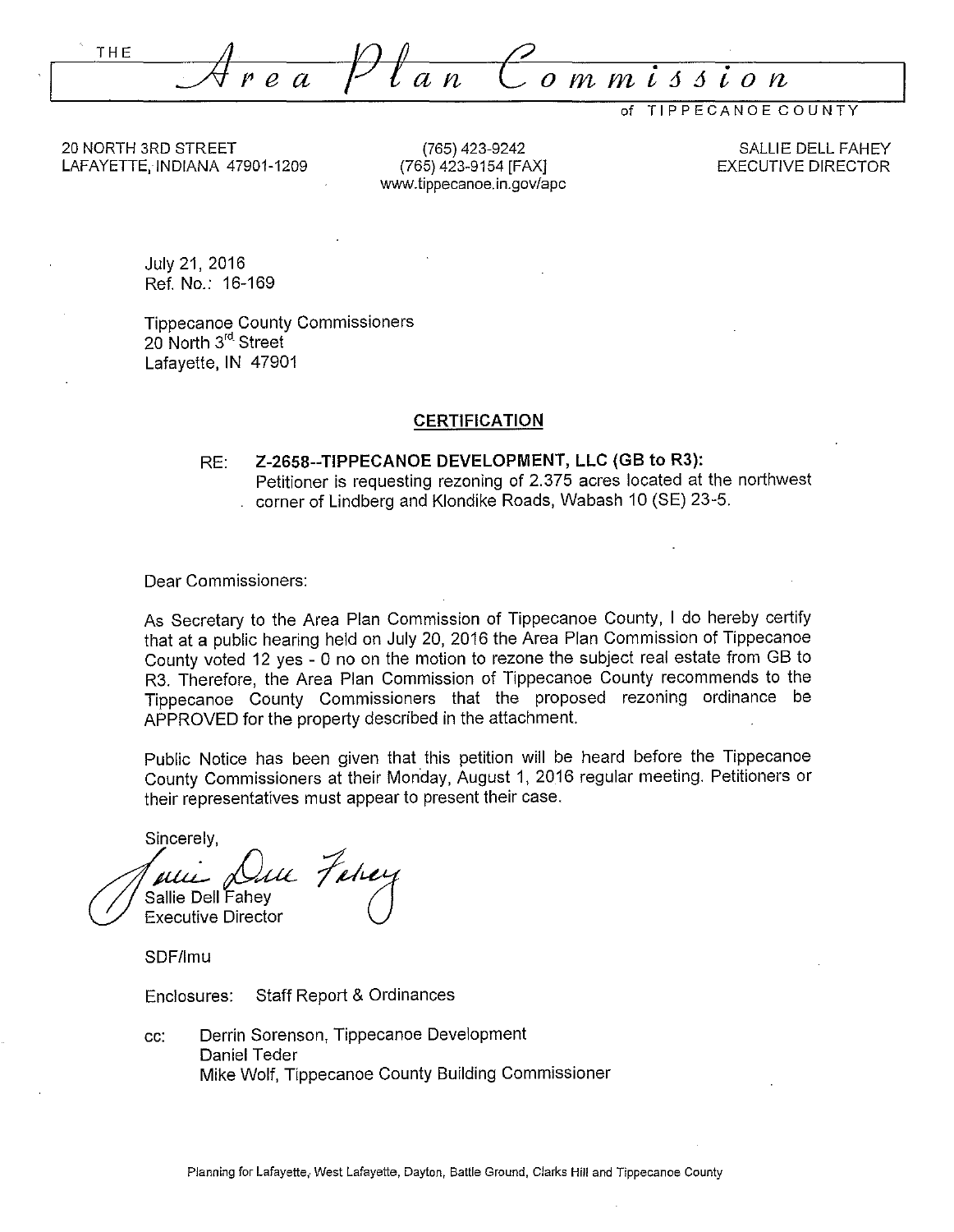THE ***Area Plan Commission*** of TIPPECANOE COUNTY

20 NORTH 3RD STREET
LAFAYETTE, INDIANA 47901-1209

(765) 423-9242
(765) 423-9154 [FAX]
www.tippecanoe.in.gov/apc

SALLIE DELL FAHEY
EXECUTIVE DIRECTOR

July 21, 2016
Ref. No.: 16-169

Tippecanoe County Commissioners
20 North 3rd Street
Lafayette, IN 47901

## CERTIFICATION

RE: **Z-2658--TIPPECANOE DEVELOPMENT, LLC (GB to R3):**
Petitioner is requesting rezoning of 2.375 acres located at the northwest corner of Lindberg and Klondike Roads, Wabash 10 (SE) 23-5.

Dear Commissioners:

As Secretary to the Area Plan Commission of Tippecanoe County, I do hereby certify that at a public hearing held on July 20, 2016 the Area Plan Commission of Tippecanoe County voted 12 yes - 0 no on the motion to rezone the subject real estate from GB to R3. Therefore, the Area Plan Commission of Tippecanoe County recommends to the Tippecanoe County Commissioners that the proposed rezoning ordinance be APPROVED for the property described in the attachment.

Public Notice has been given that this petition will be heard before the Tippecanoe County Commissioners at their Monday, August 1, 2016 regular meeting. Petitioners or their representatives must appear to present their case.

Sincerely,

Sallie Dell Fahey
Executive Director

SDF/lmu

Enclosures: Staff Report & Ordinances

cc: Derrin Sorenson, Tippecanoe Development
Daniel Teder
Mike Wolf, Tippecanoe County Building Commissioner

Planning for Lafayette, West Lafayette, Dayton, Battle Ground, Clarks Hill and Tippecanoe County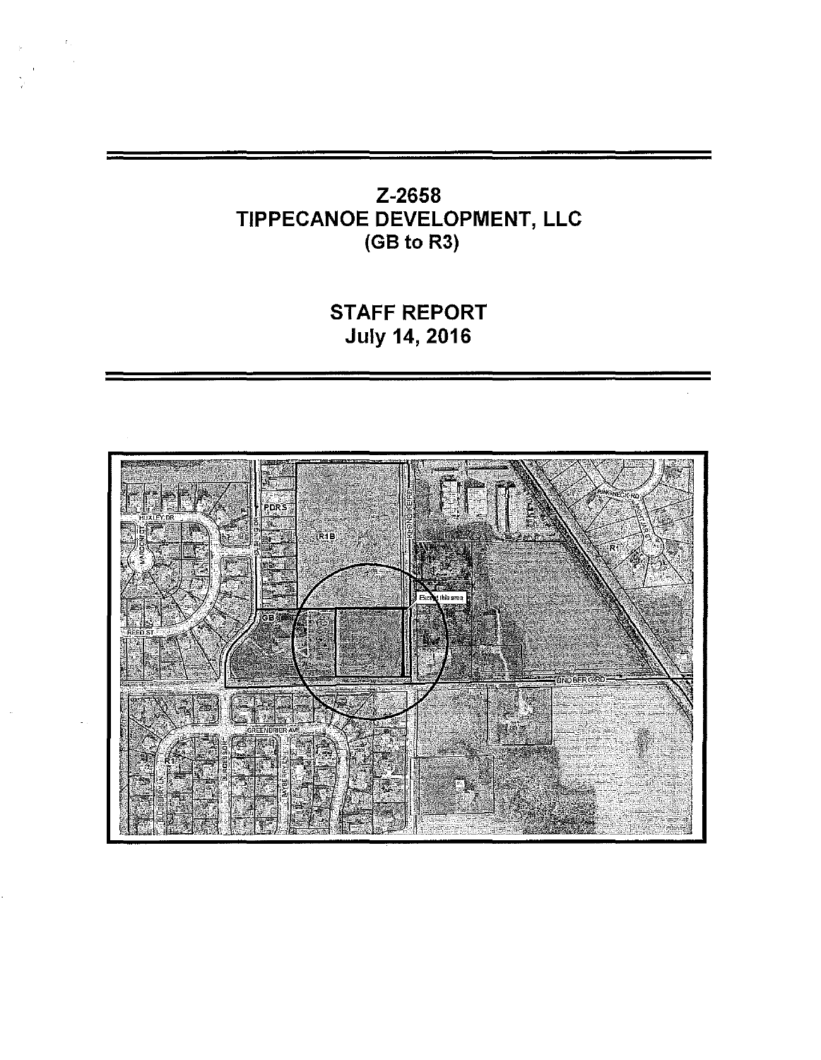# Z-2658
# TIPPECANOE DEVELOPMENT, LLC
## (GB to R3)

## STAFF REPORT
## July 14, 2016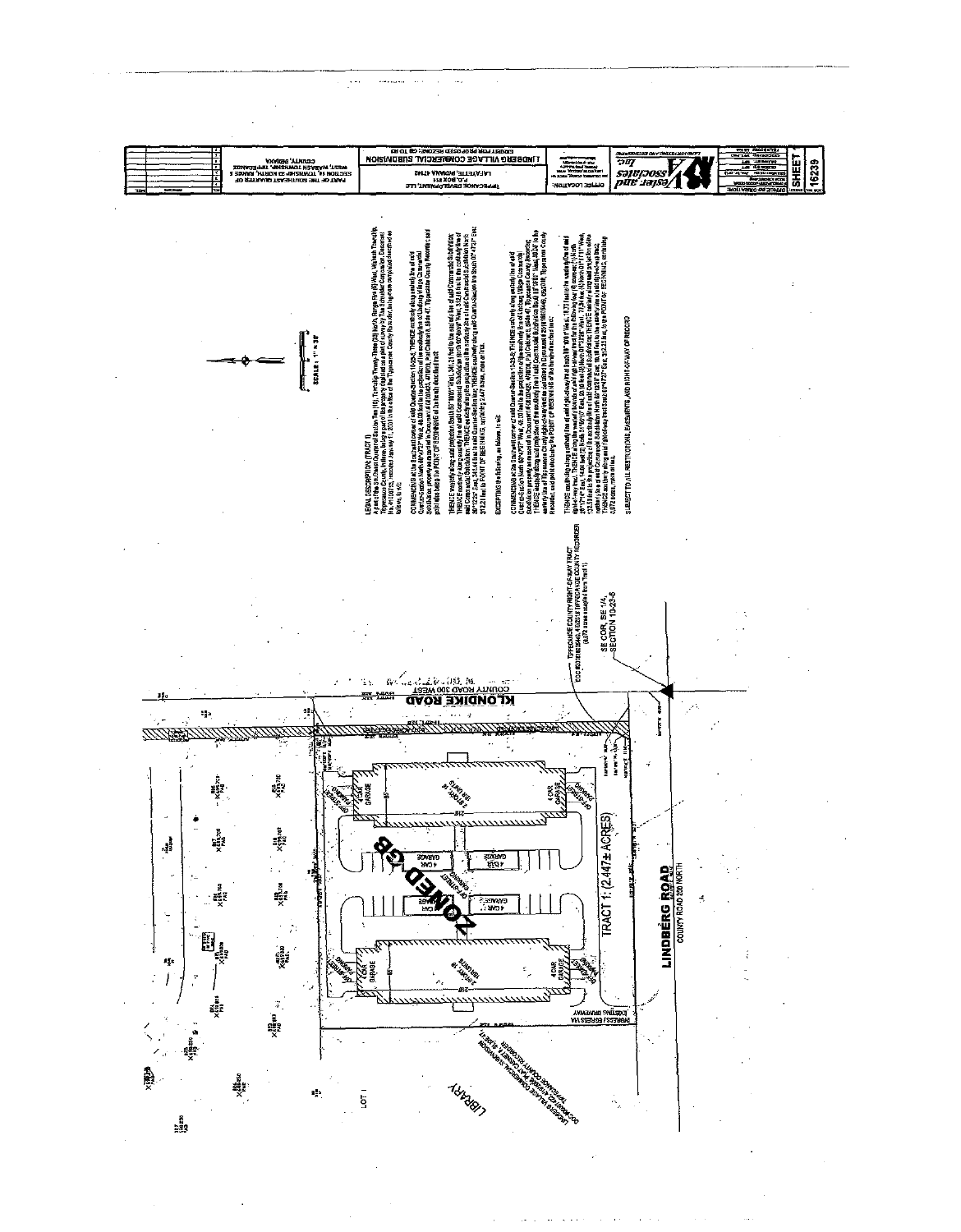LINDBERG VILLAGE COMMERCIAL SUBDIVISION

TIPPECANOE DEVELOPMENT, LLC
LAFAYETTE, INDIANA 47902

PART OF THE SOUTHEAST QUARTER OF SECTION 13, TOWNSHIP 23 NORTH, RANGE 5 WEST, WABASH TOWNSHIP, TIPPECANOE COUNTY, INDIANA

Vester and Associates, Inc.

SHEET 1

16239

SCALE: 1" = 30'

LEGAL DESCRIPTION (TRACT 1)

A part of the Southeast Quarter of Section Thirteen (13), Township Twenty-Three (23) North, Range Five (5) West, Wabash Township, Tippecanoe County, Indiana, being a part of the property ...

COMMENCING at the Southeast corner of said Quarter-Section 13-23-5; THENCE ... to the POINT OF BEGINNING of the herein described tract;

THENCE ... to the POINT OF BEGINNING, containing 2.447 acres, more or less.

EXCEPTING the following, as follows, to-wit:

COMMENCING at the Southeast corner of said Quarter-Section 13-23-5; THENCE ... to the POINT OF BEGINNING of the herein described tract;

THENCE ... to the POINT OF BEGINNING, containing 0.072 acres, more or less.

SUBJECT TO ALL RESTRICTIONS, EASEMENTS, AND RIGHT-OF-WAY OF RECORD

KLONDIKE ROAD
COUNTY ROAD 300 WEST

LINDBERG ROAD
COUNTY ROAD 200 NORTH

TRACT 1: (2.447± ACRES)

ZONED GB

TIPPECANOE COUNTY RIGHT-OF-WAY TRACT
(0.072 acres exception from Tract 1)

SE COR, SE 1/4, SECTION 13-23-5

LIBRARY

LOT 1

EXISTING INGRESS / EGRESS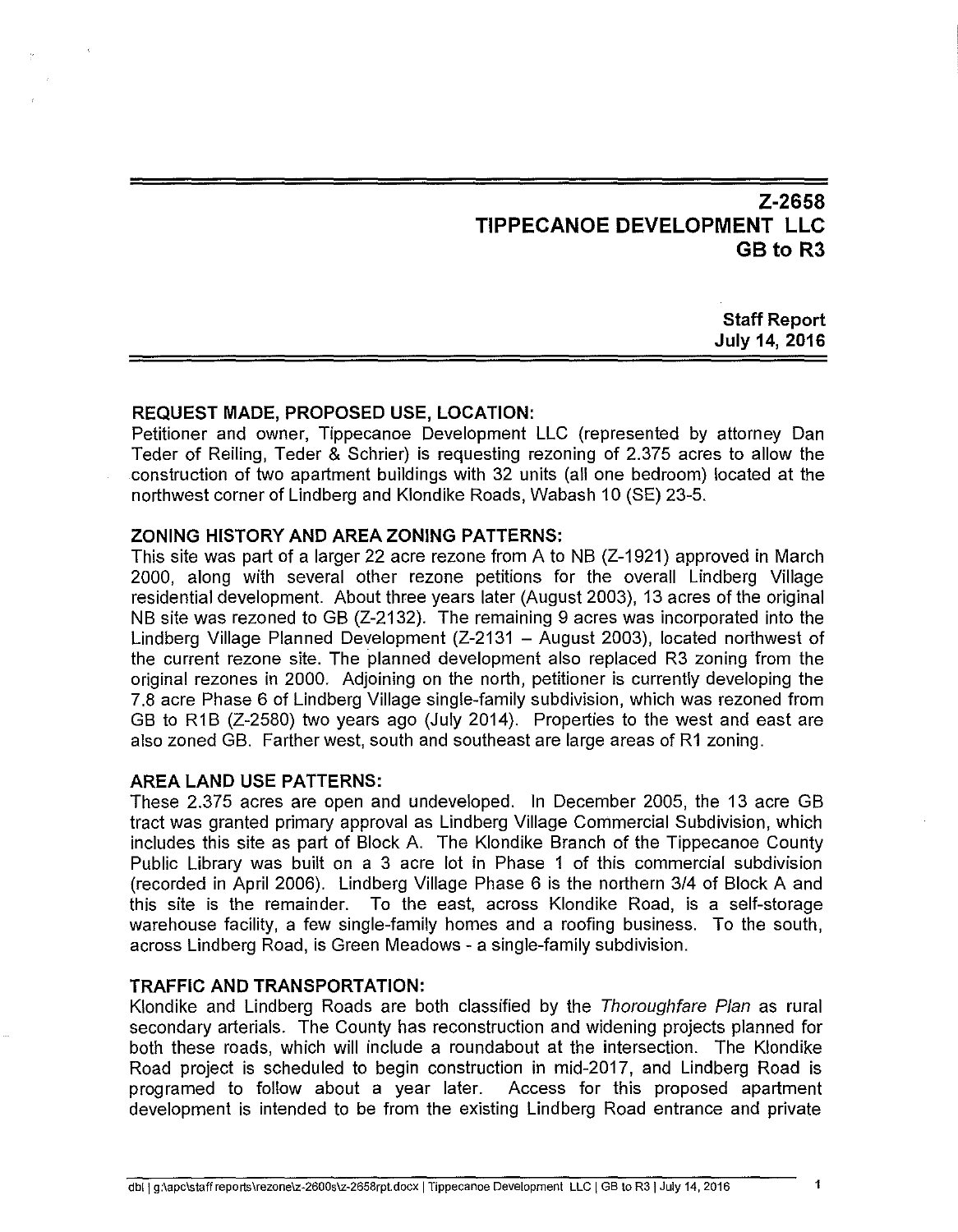# Z-2658
# TIPPECANOE DEVELOPMENT LLC
# GB to R3

**Staff Report**
**July 14, 2016**

**REQUEST MADE, PROPOSED USE, LOCATION:**
Petitioner and owner, Tippecanoe Development LLC (represented by attorney Dan Teder of Reiling, Teder & Schrier) is requesting rezoning of 2.375 acres to allow the construction of two apartment buildings with 32 units (all one bedroom) located at the northwest corner of Lindberg and Klondike Roads, Wabash 10 (SE) 23-5.

**ZONING HISTORY AND AREA ZONING PATTERNS:**
This site was part of a larger 22 acre rezone from A to NB (Z-1921) approved in March 2000, along with several other rezone petitions for the overall Lindberg Village residential development. About three years later (August 2003), 13 acres of the original NB site was rezoned to GB (Z-2132). The remaining 9 acres was incorporated into the Lindberg Village Planned Development (Z-2131 – August 2003), located northwest of the current rezone site. The planned development also replaced R3 zoning from the original rezones in 2000. Adjoining on the north, petitioner is currently developing the 7.8 acre Phase 6 of Lindberg Village single-family subdivision, which was rezoned from GB to R1B (Z-2580) two years ago (July 2014). Properties to the west and east are also zoned GB. Farther west, south and southeast are large areas of R1 zoning.

**AREA LAND USE PATTERNS:**
These 2.375 acres are open and undeveloped. In December 2005, the 13 acre GB tract was granted primary approval as Lindberg Village Commercial Subdivision, which includes this site as part of Block A. The Klondike Branch of the Tippecanoe County Public Library was built on a 3 acre lot in Phase 1 of this commercial subdivision (recorded in April 2006). Lindberg Village Phase 6 is the northern 3/4 of Block A and this site is the remainder. To the east, across Klondike Road, is a self-storage warehouse facility, a few single-family homes and a roofing business. To the south, across Lindberg Road, is Green Meadows - a single-family subdivision.

**TRAFFIC AND TRANSPORTATION:**
Klondike and Lindberg Roads are both classified by the *Thoroughfare Plan* as rural secondary arterials. The County has reconstruction and widening projects planned for both these roads, which will include a roundabout at the intersection. The Klondike Road project is scheduled to begin construction in mid-2017, and Lindberg Road is programed to follow about a year later. Access for this proposed apartment development is intended to be from the existing Lindberg Road entrance and private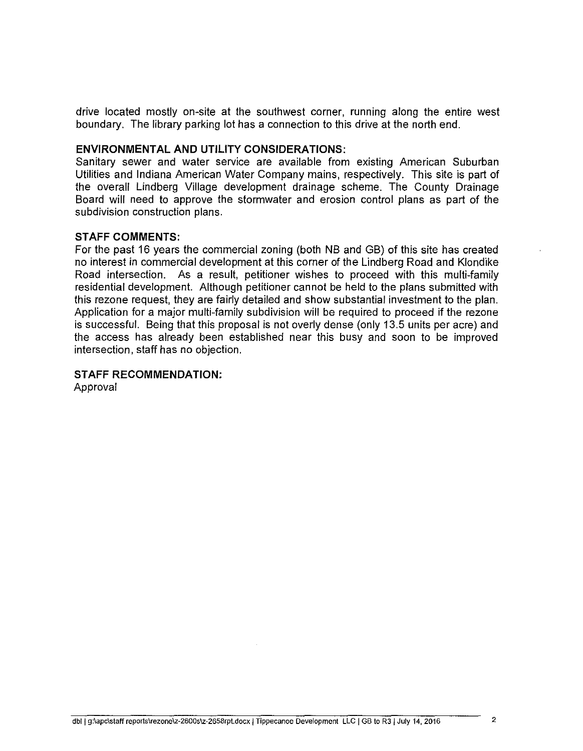drive located mostly on-site at the southwest corner, running along the entire west boundary. The library parking lot has a connection to this drive at the north end.

**ENVIRONMENTAL AND UTILITY CONSIDERATIONS:**
Sanitary sewer and water service are available from existing American Suburban Utilities and Indiana American Water Company mains, respectively. This site is part of the overall Lindberg Village development drainage scheme. The County Drainage Board will need to approve the stormwater and erosion control plans as part of the subdivision construction plans.

**STAFF COMMENTS:**
For the past 16 years the commercial zoning (both NB and GB) of this site has created no interest in commercial development at this corner of the Lindberg Road and Klondike Road intersection. As a result, petitioner wishes to proceed with this multi-family residential development. Although petitioner cannot be held to the plans submitted with this rezone request, they are fairly detailed and show substantial investment to the plan. Application for a major multi-family subdivision will be required to proceed if the rezone is successful. Being that this proposal is not overly dense (only 13.5 units per acre) and the access has already been established near this busy and soon to be improved intersection, staff has no objection.

**STAFF RECOMMENDATION:**
Approval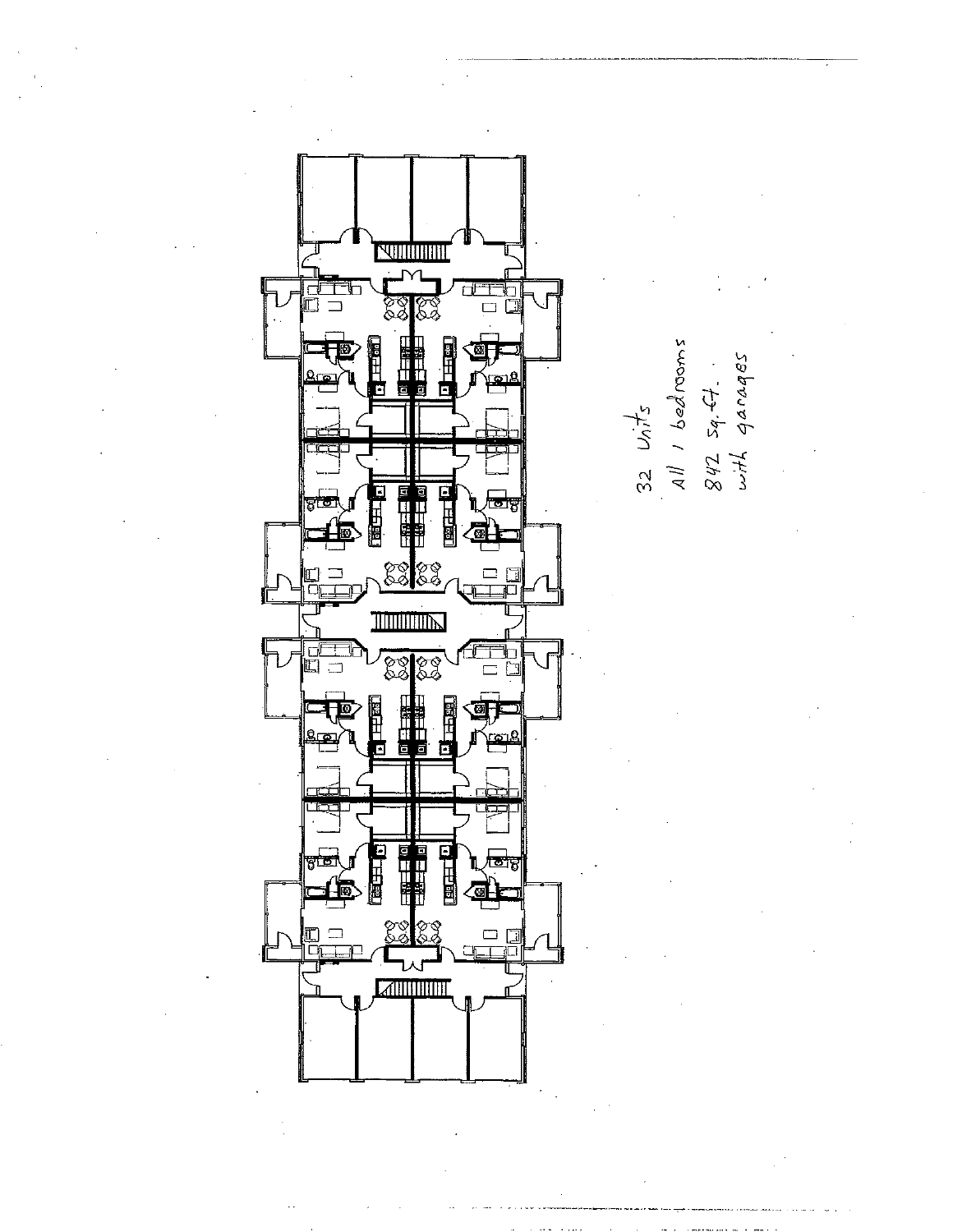32 Units
All 1 bedrooms
842 sq. ft.
with garages